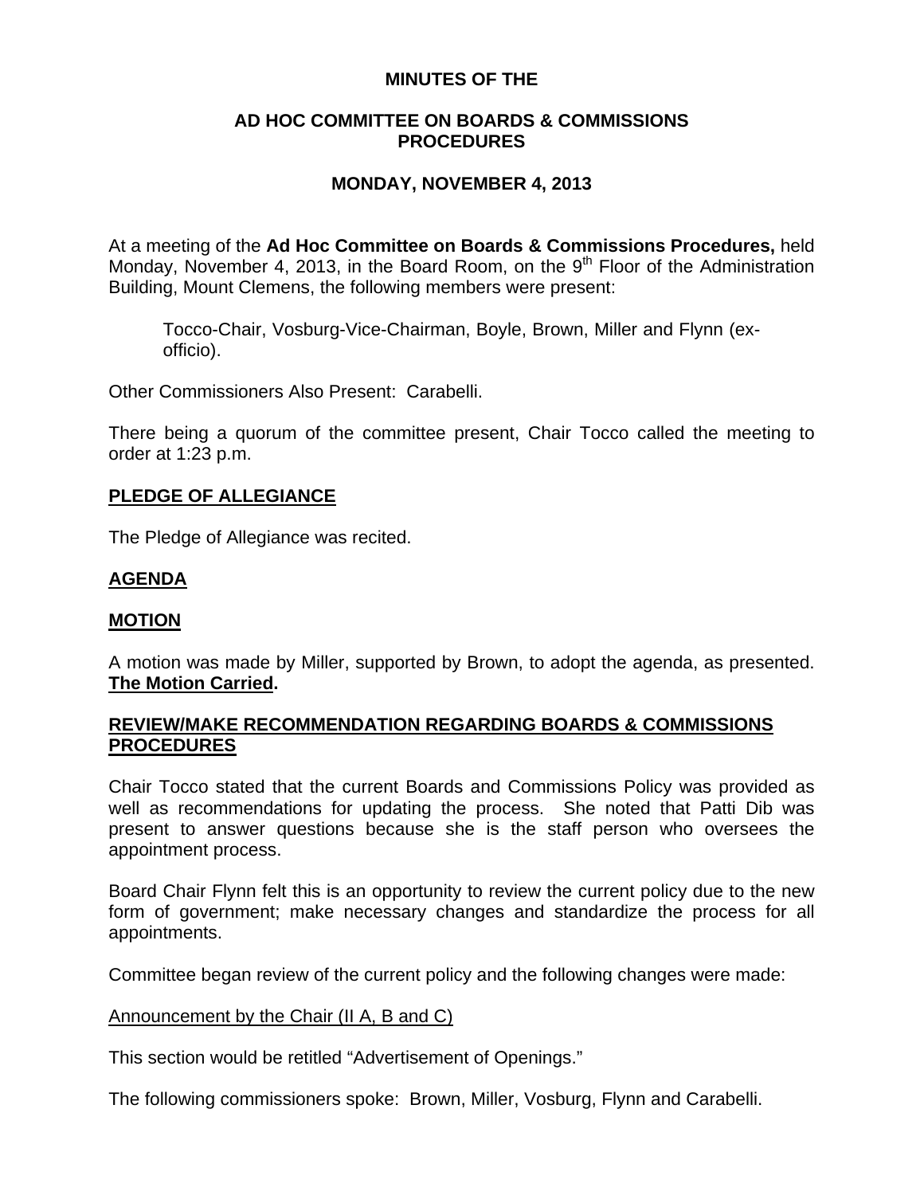**MINUTES OF THE**

**AD HOC COMMITTEE ON BOARDS & COMMISSIONS PROCEDURES**

**MONDAY, NOVEMBER 4, 2013**

At a meeting of the **Ad Hoc Committee on Boards & Commissions Procedures,** held Monday, November 4, 2013, in the Board Room, on the 9th Floor of the Administration Building, Mount Clemens, the following members were present:

> Tocco-Chair, Vosburg-Vice-Chairman, Boyle, Brown, Miller and Flynn (ex-officio).

Other Commissioners Also Present: Carabelli.

There being a quorum of the committee present, Chair Tocco called the meeting to order at 1:23 p.m.

## PLEDGE OF ALLEGIANCE

The Pledge of Allegiance was recited.

## AGENDA

## MOTION

A motion was made by Miller, supported by Brown, to adopt the agenda, as presented. **The Motion Carried.**

## REVIEW/MAKE RECOMMENDATION REGARDING BOARDS & COMMISSIONS PROCEDURES

Chair Tocco stated that the current Boards and Commissions Policy was provided as well as recommendations for updating the process. She noted that Patti Dib was present to answer questions because she is the staff person who oversees the appointment process.

Board Chair Flynn felt this is an opportunity to review the current policy due to the new form of government; make necessary changes and standardize the process for all appointments.

Committee began review of the current policy and the following changes were made:

Announcement by the Chair (II A, B and C)

This section would be retitled "Advertisement of Openings."

The following commissioners spoke: Brown, Miller, Vosburg, Flynn and Carabelli.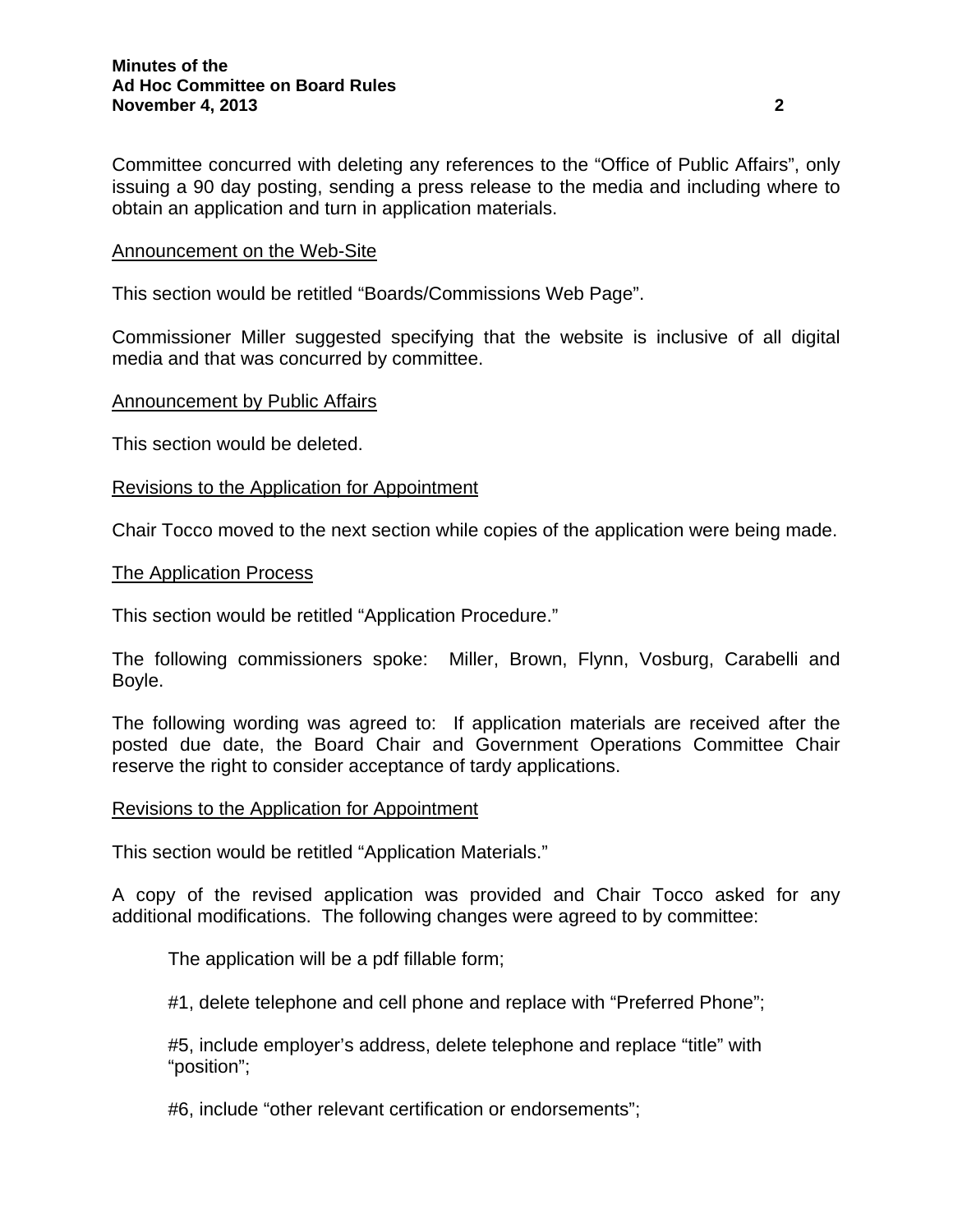Committee concurred with deleting any references to the "Office of Public Affairs", only issuing a 90 day posting, sending a press release to the media and including where to obtain an application and turn in application materials.

<u>Announcement on the Web-Site</u>

This section would be retitled "Boards/Commissions Web Page".

Commissioner Miller suggested specifying that the website is inclusive of all digital media and that was concurred by committee.

<u>Announcement by Public Affairs</u>

This section would be deleted.

<u>Revisions to the Application for Appointment</u>

Chair Tocco moved to the next section while copies of the application were being made.

<u>The Application Process</u>

This section would be retitled "Application Procedure."

The following commissioners spoke: Miller, Brown, Flynn, Vosburg, Carabelli and Boyle.

The following wording was agreed to: If application materials are received after the posted due date, the Board Chair and Government Operations Committee Chair reserve the right to consider acceptance of tardy applications.

<u>Revisions to the Application for Appointment</u>

This section would be retitled "Application Materials."

A copy of the revised application was provided and Chair Tocco asked for any additional modifications. The following changes were agreed to by committee:

> The application will be a pdf fillable form;
>
> #1, delete telephone and cell phone and replace with "Preferred Phone";
>
> #5, include employer's address, delete telephone and replace "title" with "position";
>
> #6, include "other relevant certification or endorsements";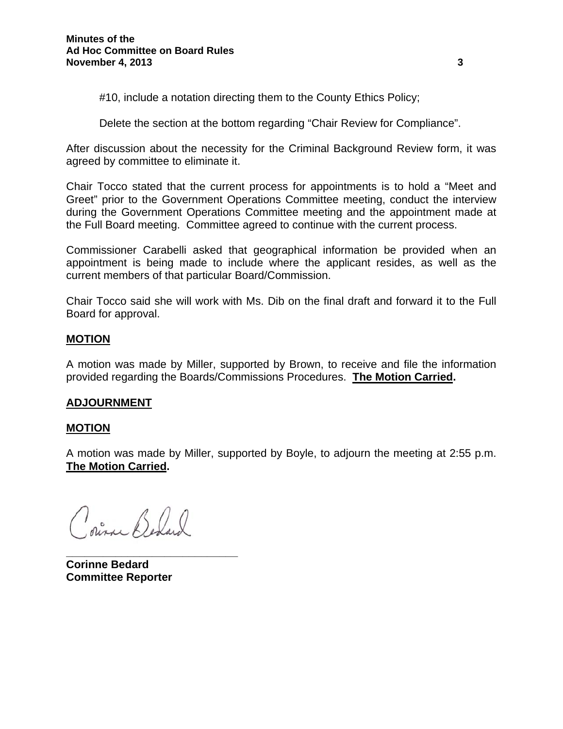#10, include a notation directing them to the County Ethics Policy;

Delete the section at the bottom regarding "Chair Review for Compliance".

After discussion about the necessity for the Criminal Background Review form, it was agreed by committee to eliminate it.

Chair Tocco stated that the current process for appointments is to hold a "Meet and Greet" prior to the Government Operations Committee meeting, conduct the interview during the Government Operations Committee meeting and the appointment made at the Full Board meeting. Committee agreed to continue with the current process.

Commissioner Carabelli asked that geographical information be provided when an appointment is being made to include where the applicant resides, as well as the current members of that particular Board/Commission.

Chair Tocco said she will work with Ms. Dib on the final draft and forward it to the Full Board for approval.

**MOTION**

A motion was made by Miller, supported by Brown, to receive and file the information provided regarding the Boards/Commissions Procedures. **The Motion Carried.**

**ADJOURNMENT**

**MOTION**

A motion was made by Miller, supported by Boyle, to adjourn the meeting at 2:55 p.m. **The Motion Carried.**

Corinne Bedard

**Corinne Bedard**
**Committee Reporter**